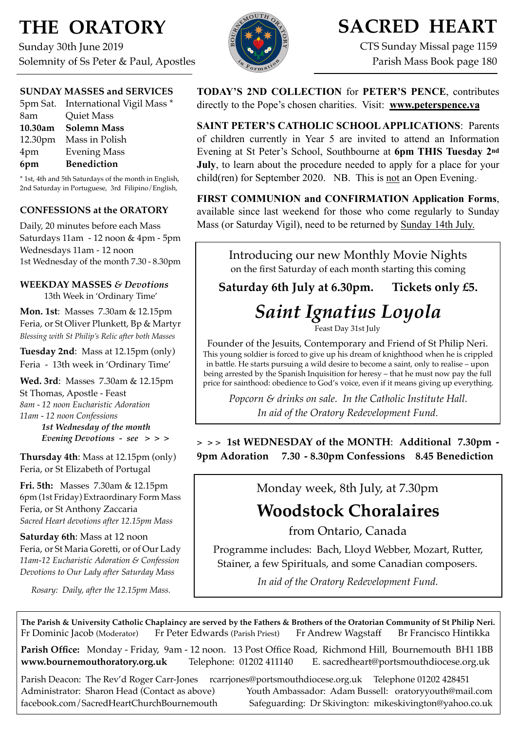# THE ORATORY

Sunday 30th June 2019
Solemnity of Ss Peter & Paul, Apostles

# SACRED HEART

CTS Sunday Missal page 1159
Parish Mass Book page 180

### SUNDAY MASSES and SERVICES

| | |
|---|---|
| 5pm Sat. | International Vigil Mass * |
| 8am | Quiet Mass |
| **10.30am** | **Solemn Mass** |
| 12.30pm | Mass in Polish |
| 4pm | Evening Mass |
| **6pm** | **Benediction** |

* 1st, 4th and 5th Saturdays of the month in English, 2nd Saturday in Portuguese, 3rd Filipino/English,

### CONFESSIONS at the ORATORY

Daily, 20 minutes before each Mass
Saturdays 11am - 12 noon & 4pm - 5pm
Wednesdays 11am - 12 noon
1st Wednesday of the month 7.30 - 8.30pm

### WEEKDAY MASSES *& Devotions*

13th Week in 'Ordinary Time'

**Mon. 1st**: Masses 7.30am & 12.15pm
Feria, or St Oliver Plunkett, Bp & Martyr
*Blessing with St Philip's Relic after both Masses*

**Tuesday 2nd**: Mass at 12.15pm (only)
Feria - 13th week in 'Ordinary Time'

**Wed. 3rd**: Masses 7.30am & 12.15pm
St Thomas, Apostle - Feast
*8am - 12 noon Eucharistic Adoration*
*11am - 12 noon Confessions*
***1st Wednesday of the month***
***Evening Devotions - see > > >***

**Thursday 4th**: Mass at 12.15pm (only)
Feria, or St Elizabeth of Portugal

**Fri. 5th:** Masses 7.30am & 12.15pm
6pm (1st Friday) Extraordinary Form Mass
Feria, or St Anthony Zaccaria
*Sacred Heart devotions after 12.15pm Mass*

**Saturday 6th**: Mass at 12 noon
Feria, or St Maria Goretti, or of Our Lady
*11am-12 Eucharistic Adoration & Confession*
*Devotions to Our Lady after Saturday Mass*

*Rosary: Daily, after the 12.15pm Mass.*

**TODAY'S 2ND COLLECTION** for **PETER'S PENCE**, contributes directly to the Pope's chosen charities. Visit: **www.peterspence.va**

**SAINT PETER'S CATHOLIC SCHOOL APPLICATIONS**: Parents of children currently in Year 5 are invited to attend an Information Evening at St Peter's School, Southbourne at **6pm THIS Tuesday 2nd July**, to learn about the procedure needed to apply for a place for your child(ren) for September 2020. NB. This is not an Open Evening.

**FIRST COMMUNION and CONFIRMATION Application Forms**, available since last weekend for those who come regularly to Sunday Mass (or Saturday Vigil), need to be returned by Sunday 14th July.

Introducing our new Monthly Movie Nights
on the first Saturday of each month starting this coming

**Saturday 6th July at 6.30pm. Tickets only £5.**

## *Saint Ignatius Loyola*

Feast Day 31st July

Founder of the Jesuits, Contemporary and Friend of St Philip Neri.
This young soldier is forced to give up his dream of knighthood when he is crippled in battle. He starts pursuing a wild desire to become a saint, only to realise – upon being arrested by the Spanish Inquisition for heresy – that he must now pay the full price for sainthood: obedience to God's voice, even if it means giving up everything.

*Popcorn & drinks on sale. In the Catholic Institute Hall.*
*In aid of the Oratory Redevelopment Fund.*

**> > > 1st WEDNESDAY of the MONTH**: **Additional 7.30pm - 9pm Adoration 7.30 - 8.30pm Confessions 8.45 Benediction**

Monday week, 8th July, at 7.30pm

## Woodstock Choralaires

from Ontario, Canada

Programme includes: Bach, Lloyd Webber, Mozart, Rutter, Stainer, a few Spirituals, and some Canadian composers.

*In aid of the Oratory Redevelopment Fund.*

**The Parish & University Catholic Chaplaincy are served by the Fathers & Brothers of the Oratorian Community of St Philip Neri.**
Fr Dominic Jacob (Moderator) Fr Peter Edwards (Parish Priest) Fr Andrew Wagstaff Br Francisco Hintikka

**Parish Office:** Monday - Friday, 9am - 12 noon. 13 Post Office Road, Richmond Hill, Bournemouth BH1 1BB
**www.bournemouthoratory.org.uk** Telephone: 01202 411140 E. sacredheart@portsmouthdiocese.org.uk

Parish Deacon: The Rev'd Roger Carr-Jones rcarrjones@portsmouthdiocese.org.uk Telephone 01202 428451
Administrator: Sharon Head (Contact as above) Youth Ambassador: Adam Bussell: oratoryyouth@mail.com
facebook.com/SacredHeartChurchBournemouth Safeguarding: Dr Skivington: mikeskivington@yahoo.co.uk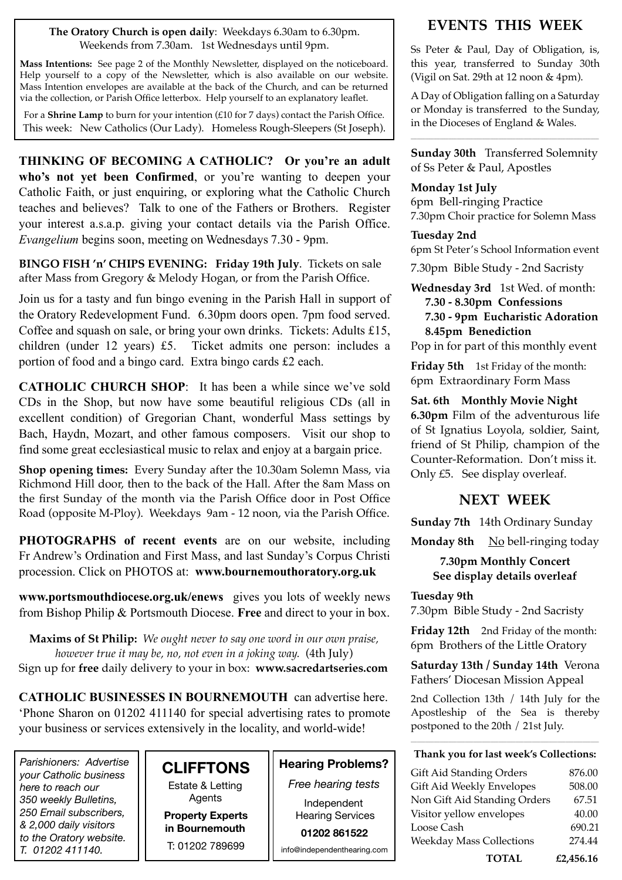**The Oratory Church is open daily**: Weekdays 6.30am to 6.30pm. Weekends from 7.30am. 1st Wednesdays until 9pm.

**Mass Intentions:** See page 2 of the Monthly Newsletter, displayed on the noticeboard. Help yourself to a copy of the Newsletter, which is also available on our website. Mass Intention envelopes are available at the back of the Church, and can be returned via the collection, or Parish Office letterbox. Help yourself to an explanatory leaflet.

For a **Shrine Lamp** to burn for your intention (£10 for 7 days) contact the Parish Office. This week: New Catholics (Our Lady). Homeless Rough-Sleepers (St Joseph).

**THINKING OF BECOMING A CATHOLIC? Or you're an adult who's not yet been Confirmed**, or you're wanting to deepen your Catholic Faith, or just enquiring, or exploring what the Catholic Church teaches and believes? Talk to one of the Fathers or Brothers. Register your interest a.s.a.p. giving your contact details via the Parish Office. *Evangelium* begins soon, meeting on Wednesdays 7.30 - 9pm.

**BINGO FISH 'n' CHIPS EVENING: Friday 19th July**. Tickets on sale after Mass from Gregory & Melody Hogan, or from the Parish Office.

Join us for a tasty and fun bingo evening in the Parish Hall in support of the Oratory Redevelopment Fund. 6.30pm doors open. 7pm food served. Coffee and squash on sale, or bring your own drinks. Tickets: Adults £15, children (under 12 years) £5. Ticket admits one person: includes a portion of food and a bingo card. Extra bingo cards £2 each.

**CATHOLIC CHURCH SHOP**: It has been a while since we've sold CDs in the Shop, but now have some beautiful religious CDs (all in excellent condition) of Gregorian Chant, wonderful Mass settings by Bach, Haydn, Mozart, and other famous composers. Visit our shop to find some great ecclesiastical music to relax and enjoy at a bargain price.

**Shop opening times:** Every Sunday after the 10.30am Solemn Mass, via Richmond Hill door, then to the back of the Hall. After the 8am Mass on the first Sunday of the month via the Parish Office door in Post Office Road (opposite M-Ploy). Weekdays 9am - 12 noon, via the Parish Office.

**PHOTOGRAPHS of recent events** are on our website, including Fr Andrew's Ordination and First Mass, and last Sunday's Corpus Christi procession. Click on PHOTOS at: **www.bournemouthoratory.org.uk**

**www.portsmouthdiocese.org.uk/enews** gives you lots of weekly news from Bishop Philip & Portsmouth Diocese. **Free** and direct to your in box.

**Maxims of St Philip:** *We ought never to say one word in our own praise, however true it may be, no, not even in a joking way.* (4th July)
Sign up for **free** daily delivery to your in box: **www.sacredartseries.com**

**CATHOLIC BUSINESSES IN BOURNEMOUTH** can advertise here. 'Phone Sharon on 01202 411140 for special advertising rates to promote your business or services extensively in the locality, and world-wide!

*Parishioners: Advertise your Catholic business here to reach our 350 weekly Bulletins, 250 Email subscribers, & 2,000 daily visitors to the Oratory website. T. 01202 411140.*

**CLIFFTONS**
Estate & Letting Agents
**Property Experts in Bournemouth**
T: 01202 789699

**Hearing Problems?**
*Free hearing tests*
Independent Hearing Services
**01202 861522**
info@independenthearing.com

## EVENTS THIS WEEK

Ss Peter & Paul, Day of Obligation, is, this year, transferred to Sunday 30th (Vigil on Sat. 29th at 12 noon & 4pm).

A Day of Obligation falling on a Saturday or Monday is transferred to the Sunday, in the Dioceses of England & Wales.

**Sunday 30th** Transferred Solemnity of Ss Peter & Paul, Apostles

**Monday 1st July**
6pm Bell-ringing Practice
7.30pm Choir practice for Solemn Mass

**Tuesday 2nd**
6pm St Peter's School Information event
7.30pm Bible Study - 2nd Sacristy

**Wednesday 3rd** 1st Wed. of month:
**7.30 - 8.30pm Confessions**
**7.30 - 9pm Eucharistic Adoration**
**8.45pm Benediction**
Pop in for part of this monthly event

**Friday 5th** 1st Friday of the month:
6pm Extraordinary Form Mass

**Sat. 6th Monthly Movie Night**
**6.30pm** Film of the adventurous life of St Ignatius Loyola, soldier, Saint, friend of St Philip, champion of the Counter-Reformation. Don't miss it. Only £5. See display overleaf.

## NEXT WEEK

**Sunday 7th** 14th Ordinary Sunday

**Monday 8th** No bell-ringing today

**7.30pm Monthly Concert**
**See display details overleaf**

**Tuesday 9th**
7.30pm Bible Study - 2nd Sacristy

**Friday 12th** 2nd Friday of the month:
6pm Brothers of the Little Oratory

**Saturday 13th / Sunday 14th** Verona Fathers' Diocesan Mission Appeal

2nd Collection 13th / 14th July for the Apostleship of the Sea is thereby postponed to the 20th / 21st July.

**Thank you for last week's Collections:**

| | |
|---|---|
| Gift Aid Standing Orders | 876.00 |
| Gift Aid Weekly Envelopes | 508.00 |
| Non Gift Aid Standing Orders | 67.51 |
| Visitor yellow envelopes | 40.00 |
| Loose Cash | 690.21 |
| Weekday Mass Collections | 274.44 |
| **TOTAL** | **£2,456.16** |